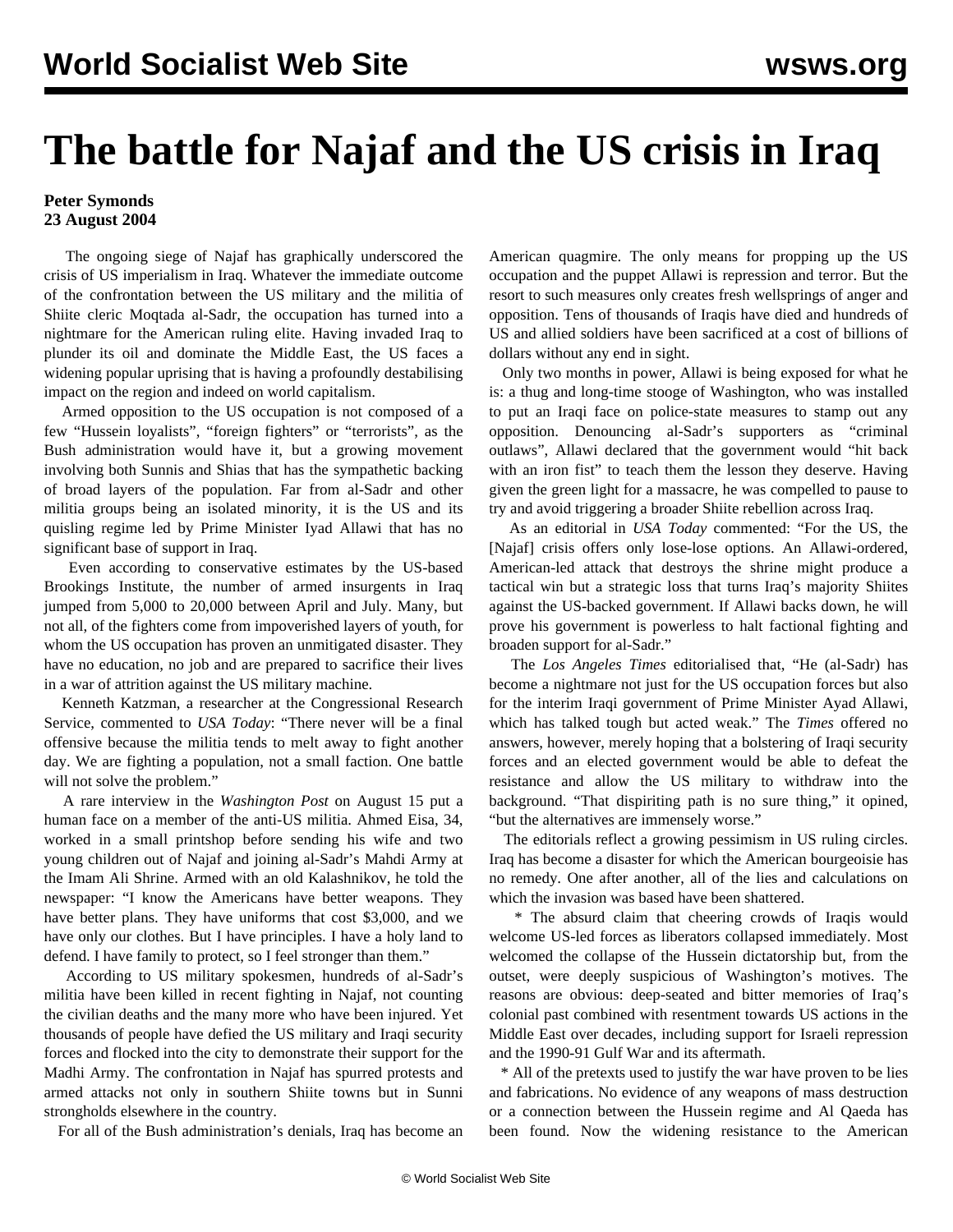# The battle for Najaf and the US crisis in Iraq

**Peter Symonds**
**23 August 2004**

The ongoing siege of Najaf has graphically underscored the crisis of US imperialism in Iraq. Whatever the immediate outcome of the confrontation between the US military and the militia of Shiite cleric Moqtada al-Sadr, the occupation has turned into a nightmare for the American ruling elite. Having invaded Iraq to plunder its oil and dominate the Middle East, the US faces a widening popular uprising that is having a profoundly destabilising impact on the region and indeed on world capitalism.

Armed opposition to the US occupation is not composed of a few "Hussein loyalists", "foreign fighters" or "terrorists", as the Bush administration would have it, but a growing movement involving both Sunnis and Shias that has the sympathetic backing of broad layers of the population. Far from al-Sadr and other militia groups being an isolated minority, it is the US and its quisling regime led by Prime Minister Iyad Allawi that has no significant base of support in Iraq.

Even according to conservative estimates by the US-based Brookings Institute, the number of armed insurgents in Iraq jumped from 5,000 to 20,000 between April and July. Many, but not all, of the fighters come from impoverished layers of youth, for whom the US occupation has proven an unmitigated disaster. They have no education, no job and are prepared to sacrifice their lives in a war of attrition against the US military machine.

Kenneth Katzman, a researcher at the Congressional Research Service, commented to *USA Today*: "There never will be a final offensive because the militia tends to melt away to fight another day. We are fighting a population, not a small faction. One battle will not solve the problem."

A rare interview in the *Washington Post* on August 15 put a human face on a member of the anti-US militia. Ahmed Eisa, 34, worked in a small printshop before sending his wife and two young children out of Najaf and joining al-Sadr's Mahdi Army at the Imam Ali Shrine. Armed with an old Kalashnikov, he told the newspaper: "I know the Americans have better weapons. They have better plans. They have uniforms that cost $3,000, and we have only our clothes. But I have principles. I have a holy land to defend. I have family to protect, so I feel stronger than them."

According to US military spokesmen, hundreds of al-Sadr's militia have been killed in recent fighting in Najaf, not counting the civilian deaths and the many more who have been injured. Yet thousands of people have defied the US military and Iraqi security forces and flocked into the city to demonstrate their support for the Madhi Army. The confrontation in Najaf has spurred protests and armed attacks not only in southern Shiite towns but in Sunni strongholds elsewhere in the country.

For all of the Bush administration's denials, Iraq has become an American quagmire. The only means for propping up the US occupation and the puppet Allawi is repression and terror. But the resort to such measures only creates fresh wellsprings of anger and opposition. Tens of thousands of Iraqis have died and hundreds of US and allied soldiers have been sacrificed at a cost of billions of dollars without any end in sight.

Only two months in power, Allawi is being exposed for what he is: a thug and long-time stooge of Washington, who was installed to put an Iraqi face on police-state measures to stamp out any opposition. Denouncing al-Sadr's supporters as "criminal outlaws", Allawi declared that the government would "hit back with an iron fist" to teach them the lesson they deserve. Having given the green light for a massacre, he was compelled to pause to try and avoid triggering a broader Shiite rebellion across Iraq.

As an editorial in *USA Today* commented: "For the US, the [Najaf] crisis offers only lose-lose options. An Allawi-ordered, American-led attack that destroys the shrine might produce a tactical win but a strategic loss that turns Iraq's majority Shiites against the US-backed government. If Allawi backs down, he will prove his government is powerless to halt factional fighting and broaden support for al-Sadr."

The *Los Angeles Times* editorialised that, "He (al-Sadr) has become a nightmare not just for the US occupation forces but also for the interim Iraqi government of Prime Minister Ayad Allawi, which has talked tough but acted weak." The *Times* offered no answers, however, merely hoping that a bolstering of Iraqi security forces and an elected government would be able to defeat the resistance and allow the US military to withdraw into the background. "That dispiriting path is no sure thing," it opined, "but the alternatives are immensely worse."

The editorials reflect a growing pessimism in US ruling circles. Iraq has become a disaster for which the American bourgeoisie has no remedy. One after another, all of the lies and calculations on which the invasion was based have been shattered.

* The absurd claim that cheering crowds of Iraqis would welcome US-led forces as liberators collapsed immediately. Most welcomed the collapse of the Hussein dictatorship but, from the outset, were deeply suspicious of Washington's motives. The reasons are obvious: deep-seated and bitter memories of Iraq's colonial past combined with resentment towards US actions in the Middle East over decades, including support for Israeli repression and the 1990-91 Gulf War and its aftermath.

* All of the pretexts used to justify the war have proven to be lies and fabrications. No evidence of any weapons of mass destruction or a connection between the Hussein regime and Al Qaeda has been found. Now the widening resistance to the American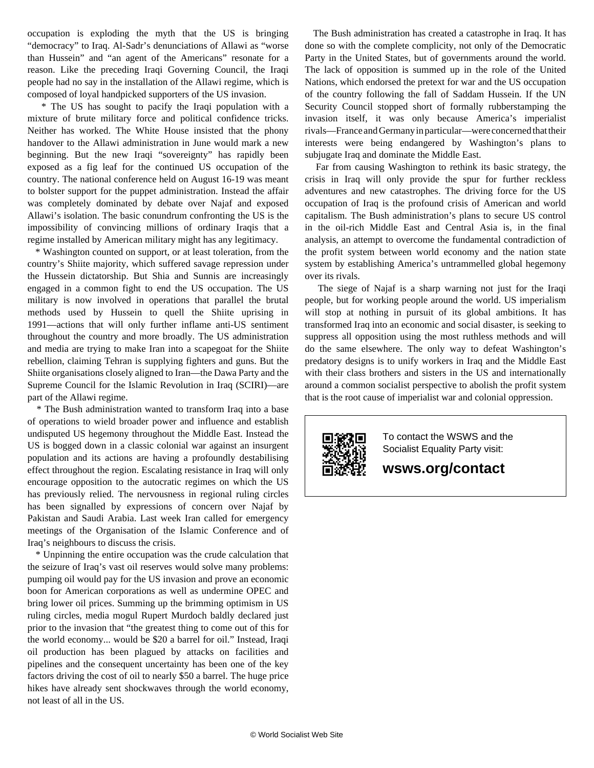occupation is exploding the myth that the US is bringing "democracy" to Iraq. Al-Sadr's denunciations of Allawi as "worse than Hussein" and "an agent of the Americans" resonate for a reason. Like the preceding Iraqi Governing Council, the Iraqi people had no say in the installation of the Allawi regime, which is composed of loyal handpicked supporters of the US invasion.

* The US has sought to pacify the Iraqi population with a mixture of brute military force and political confidence tricks. Neither has worked. The White House insisted that the phony handover to the Allawi administration in June would mark a new beginning. But the new Iraqi "sovereignty" has rapidly been exposed as a fig leaf for the continued US occupation of the country. The national conference held on August 16-19 was meant to bolster support for the puppet administration. Instead the affair was completely dominated by debate over Najaf and exposed Allawi's isolation. The basic conundrum confronting the US is the impossibility of convincing millions of ordinary Iraqis that a regime installed by American military might has any legitimacy.

* Washington counted on support, or at least toleration, from the country's Shiite majority, which suffered savage repression under the Hussein dictatorship. But Shia and Sunnis are increasingly engaged in a common fight to end the US occupation. The US military is now involved in operations that parallel the brutal methods used by Hussein to quell the Shiite uprising in 1991—actions that will only further inflame anti-US sentiment throughout the country and more broadly. The US administration and media are trying to make Iran into a scapegoat for the Shiite rebellion, claiming Tehran is supplying fighters and guns. But the Shiite organisations closely aligned to Iran—the Dawa Party and the Supreme Council for the Islamic Revolution in Iraq (SCIRI)—are part of the Allawi regime.

* The Bush administration wanted to transform Iraq into a base of operations to wield broader power and influence and establish undisputed US hegemony throughout the Middle East. Instead the US is bogged down in a classic colonial war against an insurgent population and its actions are having a profoundly destabilising effect throughout the region. Escalating resistance in Iraq will only encourage opposition to the autocratic regimes on which the US has previously relied. The nervousness in regional ruling circles has been signalled by expressions of concern over Najaf by Pakistan and Saudi Arabia. Last week Iran called for emergency meetings of the Organisation of the Islamic Conference and of Iraq's neighbours to discuss the crisis.

* Unpinning the entire occupation was the crude calculation that the seizure of Iraq's vast oil reserves would solve many problems: pumping oil would pay for the US invasion and prove an economic boon for American corporations as well as undermine OPEC and bring lower oil prices. Summing up the brimming optimism in US ruling circles, media mogul Rupert Murdoch baldly declared just prior to the invasion that "the greatest thing to come out of this for the world economy... would be $20 a barrel for oil." Instead, Iraqi oil production has been plagued by attacks on facilities and pipelines and the consequent uncertainty has been one of the key factors driving the cost of oil to nearly $50 a barrel. The huge price hikes have already sent shockwaves through the world economy, not least of all in the US.

The Bush administration has created a catastrophe in Iraq. It has done so with the complete complicity, not only of the Democratic Party in the United States, but of governments around the world. The lack of opposition is summed up in the role of the United Nations, which endorsed the pretext for war and the US occupation of the country following the fall of Saddam Hussein. If the UN Security Council stopped short of formally rubberstamping the invasion itself, it was only because America's imperialist rivals—France and Germany in particular—were concerned that their interests were being endangered by Washington's plans to subjugate Iraq and dominate the Middle East.

Far from causing Washington to rethink its basic strategy, the crisis in Iraq will only provide the spur for further reckless adventures and new catastrophes. The driving force for the US occupation of Iraq is the profound crisis of American and world capitalism. The Bush administration's plans to secure US control in the oil-rich Middle East and Central Asia is, in the final analysis, an attempt to overcome the fundamental contradiction of the profit system between world economy and the nation state system by establishing America's untrammelled global hegemony over its rivals.

The siege of Najaf is a sharp warning not just for the Iraqi people, but for working people around the world. US imperialism will stop at nothing in pursuit of its global ambitions. It has transformed Iraq into an economic and social disaster, is seeking to suppress all opposition using the most ruthless methods and will do the same elsewhere. The only way to defeat Washington's predatory designs is to unify workers in Iraq and the Middle East with their class brothers and sisters in the US and internationally around a common socialist perspective to abolish the profit system that is the root cause of imperialist war and colonial oppression.

To contact the WSWS and the Socialist Equality Party visit:

**wsws.org/contact**